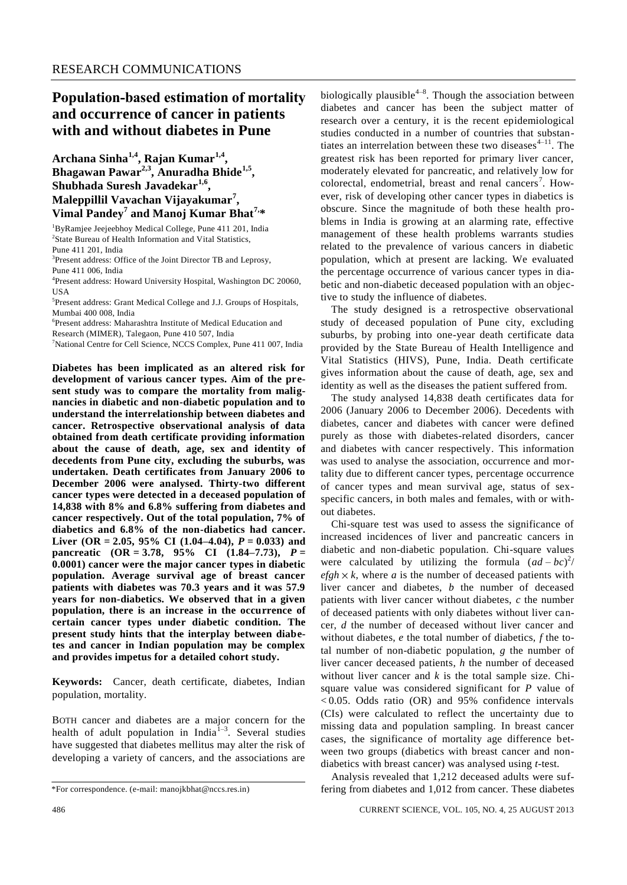RESEARCH COMMUNICATIONS

# Population-based estimation of mortality and occurrence of cancer in patients with and without diabetes in Pune

**Archana Sinha[1,4], Rajan Kumar[1,4], Bhagawan Pawar[2,3], Anuradha Bhide[1,5], Shubhada Suresh Javadekar[1,6], Maleppillil Vavachan Vijayakumar[7], Vimal Pandey[7] and Manoj Kumar Bhat[7,*]**

[1]ByRamjee Jeejeebhoy Medical College, Pune 411 201, India
[2]State Bureau of Health Information and Vital Statistics, Pune 411 201, India
[3]Present address: Office of the Joint Director TB and Leprosy, Pune 411 006, India
[4]Present address: Howard University Hospital, Washington DC 20060, USA
[5]Present address: Grant Medical College and J.J. Groups of Hospitals, Mumbai 400 008, India
[6]Present address: Maharashtra Institute of Medical Education and Research (MIMER), Talegaon, Pune 410 507, India
[7]National Centre for Cell Science, NCCS Complex, Pune 411 007, India

**Diabetes has been implicated as an altered risk for development of various cancer types. Aim of the present study was to compare the mortality from malignancies in diabetic and non-diabetic population and to understand the interrelationship between diabetes and cancer. Retrospective observational analysis of data obtained from death certificate providing information about the cause of death, age, sex and identity of decedents from Pune city, excluding the suburbs, was undertaken. Death certificates from January 2006 to December 2006 were analysed. Thirty-two different cancer types were detected in a deceased population of 14,838 with 8% and 6.8% suffering from diabetes and cancer respectively. Out of the total population, 7% of diabetics and 6.8% of the non-diabetics had cancer. Liver (OR = 2.05, 95% CI (1.04–4.04), *P* = 0.033) and pancreatic (OR = 3.78, 95% CI (1.84–7.73), *P* = 0.0001) cancer were the major cancer types in diabetic population. Average survival age of breast cancer patients with diabetes was 70.3 years and it was 57.9 years for non-diabetics. We observed that in a given population, there is an increase in the occurrence of certain cancer types under diabetic condition. The present study hints that the interplay between diabetes and cancer in Indian population may be complex and provides impetus for a detailed cohort study.**

**Keywords:** Cancer, death certificate, diabetes, Indian population, mortality.

BOTH cancer and diabetes are a major concern for the health of adult population in India[1–3]. Several studies have suggested that diabetes mellitus may alter the risk of developing a variety of cancers, and the associations are biologically plausible[4–8]. Though the association between diabetes and cancer has been the subject matter of research over a century, it is the recent epidemiological studies conducted in a number of countries that substantiates an interrelation between these two diseases[4–11]. The greatest risk has been reported for primary liver cancer, moderately elevated for pancreatic, and relatively low for colorectal, endometrial, breast and renal cancers[7]. However, risk of developing other cancer types in diabetics is obscure. Since the magnitude of both these health problems in India is growing at an alarming rate, effective management of these health problems warrants studies related to the prevalence of various cancers in diabetic population, which at present are lacking. We evaluated the percentage occurrence of various cancer types in diabetic and non-diabetic deceased population with an objective to study the influence of diabetes.

The study designed is a retrospective observational study of deceased population of Pune city, excluding suburbs, by probing into one-year death certificate data provided by the State Bureau of Health Intelligence and Vital Statistics (HIVS), Pune, India. Death certificate gives information about the cause of death, age, sex and identity as well as the diseases the patient suffered from.

The study analysed 14,838 death certificates data for 2006 (January 2006 to December 2006). Decedents with diabetes, cancer and diabetes with cancer were defined purely as those with diabetes-related disorders, cancer and diabetes with cancer respectively. This information was used to analyse the association, occurrence and mortality due to different cancer types, percentage occurrence of cancer types and mean survival age, status of sex-specific cancers, in both males and females, with or without diabetes.

Chi-square test was used to assess the significance of increased incidences of liver and pancreatic cancers in diabetic and non-diabetic population. Chi-square values were calculated by utilizing the formula $(ad - bc)^2/efgh \times k$, where $a$ is the number of deceased patients with liver cancer and diabetes, $b$ the number of deceased patients with liver cancer without diabetes, $c$ the number of deceased patients with only diabetes without liver cancer, $d$ the number of deceased without liver cancer and without diabetes, $e$ the total number of diabetics, $f$ the total number of non-diabetic population, $g$ the number of liver cancer deceased patients, $h$ the number of deceased without liver cancer and $k$ is the total sample size. Chi-square value was considered significant for $P$ value of $< 0.05$. Odds ratio (OR) and 95% confidence intervals (CIs) were calculated to reflect the uncertainty due to missing data and population sampling. In breast cancer cases, the significance of mortality age difference between two groups (diabetics with breast cancer and non-diabetics with breast cancer) was analysed using *t*-test.

Analysis revealed that 1,212 deceased adults were suffering from diabetes and 1,012 from cancer. These diabetes

*For correspondence. (e-mail: manojkbhat@nccs.res.in)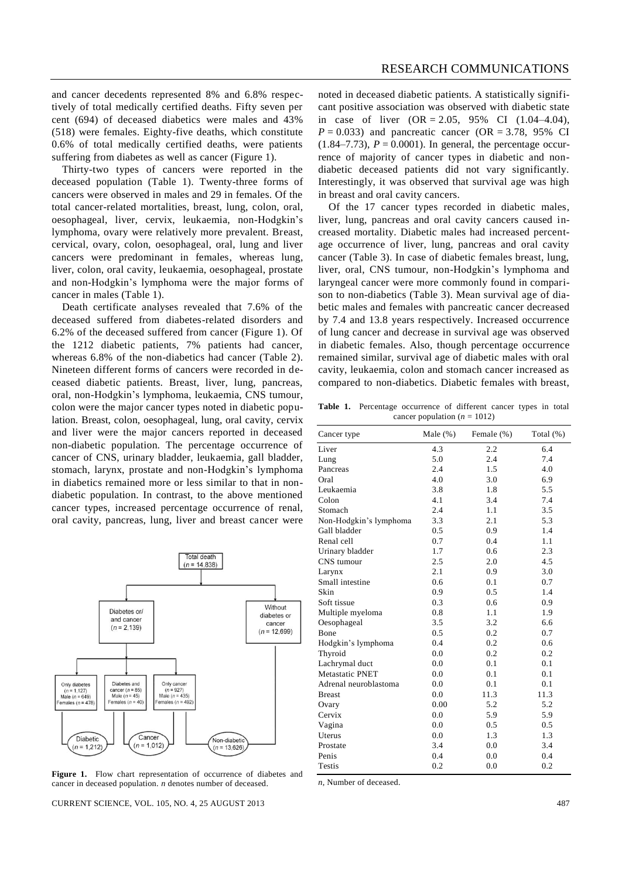and cancer decedents represented 8% and 6.8% respectively of total medically certified deaths. Fifty seven per cent (694) of deceased diabetics were males and 43% (518) were females. Eighty-five deaths, which constitute 0.6% of total medically certified deaths, were patients suffering from diabetes as well as cancer (Figure 1).

Thirty-two types of cancers were reported in the deceased population (Table 1). Twenty-three forms of cancers were observed in males and 29 in females. Of the total cancer-related mortalities, breast, lung, colon, oral, oesophageal, liver, cervix, leukaemia, non-Hodgkin's lymphoma, ovary were relatively more prevalent. Breast, cervical, ovary, colon, oesophageal, oral, lung and liver cancers were predominant in females, whereas lung, liver, colon, oral cavity, leukaemia, oesophageal, prostate and non-Hodgkin's lymphoma were the major forms of cancer in males (Table 1).

Death certificate analyses revealed that 7.6% of the deceased suffered from diabetes-related disorders and 6.2% of the deceased suffered from cancer (Figure 1). Of the 1212 diabetic patients, 7% patients had cancer, whereas 6.8% of the non-diabetics had cancer (Table 2). Nineteen different forms of cancers were recorded in deceased diabetic patients. Breast, liver, lung, pancreas, oral, non-Hodgkin's lymphoma, leukaemia, CNS tumour, colon were the major cancer types noted in diabetic population. Breast, colon, oesophageal, lung, oral cavity, cervix and liver were the major cancers reported in deceased non-diabetic population. The percentage occurrence of cancer of CNS, urinary bladder, leukaemia, gall bladder, stomach, larynx, prostate and non-Hodgkin's lymphoma in diabetics remained more or less similar to that in non-diabetic population. In contrast, to the above mentioned cancer types, increased percentage occurrence of renal, oral cavity, pancreas, lung, liver and breast cancer were

**Figure 1.** Flow chart representation of occurrence of diabetes and cancer in deceased population. *n* denotes number of deceased.

noted in deceased diabetic patients. A statistically significant positive association was observed with diabetic state in case of liver (OR = 2.05, 95% CI (1.04–4.04), $P = 0.033$) and pancreatic cancer (OR = 3.78, 95% CI (1.84–7.73), $P = 0.0001$). In general, the percentage occurrence of majority of cancer types in diabetic and non-diabetic deceased patients did not vary significantly. Interestingly, it was observed that survival age was high in breast and oral cavity cancers.

Of the 17 cancer types recorded in diabetic males, liver, lung, pancreas and oral cavity cancers caused increased mortality. Diabetic males had increased percentage occurrence of liver, lung, pancreas and oral cavity cancer (Table 3). In case of diabetic females breast, lung, liver, oral, CNS tumour, non-Hodgkin's lymphoma and laryngeal cancer were more commonly found in comparison to non-diabetics (Table 3). Mean survival age of diabetic males and females with pancreatic cancer decreased by 7.4 and 13.8 years respectively. Increased occurrence of lung cancer and decrease in survival age was observed in diabetic females. Also, though percentage occurrence remained similar, survival age of diabetic males with oral cavity, leukaemia, colon and stomach cancer increased as compared to non-diabetics. Diabetic females with breast,

**Table 1.** Percentage occurrence of different cancer types in total cancer population ($n = 1012$)

| Cancer type | Male (%) | Female (%) | Total (%) |
|---|---|---|---|
| Liver | 4.3 | 2.2 | 6.4 |
| Lung | 5.0 | 2.4 | 7.4 |
| Pancreas | 2.4 | 1.5 | 4.0 |
| Oral | 4.0 | 3.0 | 6.9 |
| Leukaemia | 3.8 | 1.8 | 5.5 |
| Colon | 4.1 | 3.4 | 7.4 |
| Stomach | 2.4 | 1.1 | 3.5 |
| Non-Hodgkin's lymphoma | 3.3 | 2.1 | 5.3 |
| Gall bladder | 0.5 | 0.9 | 1.4 |
| Renal cell | 0.7 | 0.4 | 1.1 |
| Urinary bladder | 1.7 | 0.6 | 2.3 |
| CNS tumour | 2.5 | 2.0 | 4.5 |
| Larynx | 2.1 | 0.9 | 3.0 |
| Small intestine | 0.6 | 0.1 | 0.7 |
| Skin | 0.9 | 0.5 | 1.4 |
| Soft tissue | 0.3 | 0.6 | 0.9 |
| Multiple myeloma | 0.8 | 1.1 | 1.9 |
| Oesophageal | 3.5 | 3.2 | 6.6 |
| Bone | 0.5 | 0.2 | 0.7 |
| Hodgkin's lymphoma | 0.4 | 0.2 | 0.6 |
| Thyroid | 0.0 | 0.2 | 0.2 |
| Lachrymal duct | 0.0 | 0.1 | 0.1 |
| Metastatic PNET | 0.0 | 0.1 | 0.1 |
| Adrenal neuroblastoma | 0.0 | 0.1 | 0.1 |
| Breast | 0.0 | 11.3 | 11.3 |
| Ovary | 0.00 | 5.2 | 5.2 |
| Cervix | 0.0 | 5.9 | 5.9 |
| Vagina | 0.0 | 0.5 | 0.5 |
| Uterus | 0.0 | 1.3 | 1.3 |
| Prostate | 3.4 | 0.0 | 3.4 |
| Penis | 0.4 | 0.0 | 0.4 |
| Testis | 0.2 | 0.0 | 0.2 |

*n*, Number of deceased.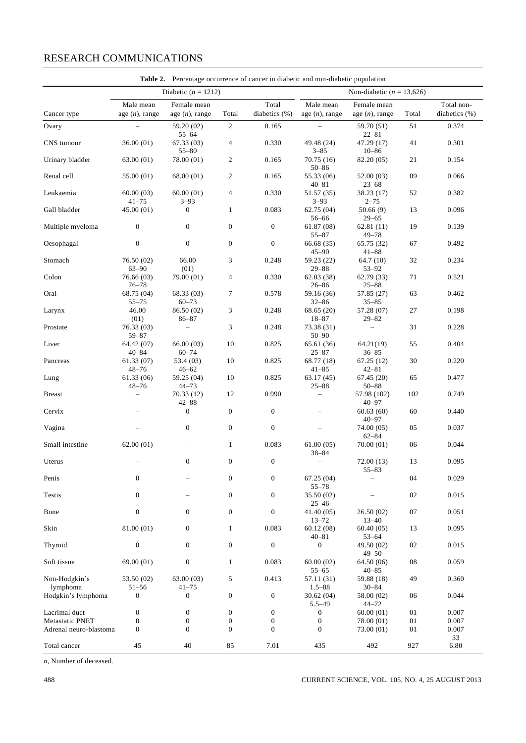**Table 2.** Percentage occurrence of cancer in diabetic and non-diabetic population

| | Diabetic ($n$ = 1212) | | | | Non-diabetic ($n$ = 13,626) | | | |
|---|---|---|---|---|---|---|---|---|
| Cancer type | Male mean age ($n$), range | Female mean age ($n$), range | Total | Total diabetics (%) | Male mean age ($n$), range | Female mean age ($n$), range | Total | Total non-diabetics (%) |
| Ovary | – | 59.20 (02) 55–64 | 2 | 0.165 | – | 59.70 (51) 22–81 | 51 | 0.374 |
| CNS tumour | 36.00 (01) | 67.33 (03) 55–80 | 4 | 0.330 | 49.48 (24) 3–85 | 47.29 (17) 10–86 | 41 | 0.301 |
| Urinary bladder | 63.00 (01) | 78.00 (01) | 2 | 0.165 | 70.75 (16) 50–86 | 82.20 (05) | 21 | 0.154 |
| Renal cell | 55.00 (01) | 68.00 (01) | 2 | 0.165 | 55.33 (06) 40–81 | 52.00 (03) 23–68 | 09 | 0.066 |
| Leukaemia | 60.00 (03) 41–75 | 60.00 (01) 3–93 | 4 | 0.330 | 51.57 (35) 3–93 | 38.23 (17) 2–75 | 52 | 0.382 |
| Gall bladder | 45.00 (01) | 0 | 1 | 0.083 | 62.75 (04) 56–66 | 50.66 (9) 29–65 | 13 | 0.096 |
| Multiple myeloma | 0 | 0 | 0 | 0 | 61.87 (08) 55–87 | 62.81 (11) 49–78 | 19 | 0.139 |
| Oesophagal | 0 | 0 | 0 | 0 | 66.68 (35) 45–90 | 65.75 (32) 41–88 | 67 | 0.492 |
| Stomach | 76.50 (02) 63–90 | 66.00 (01) | 3 | 0.248 | 59.23 (22) 29–88 | 64.7 (10) 53–92 | 32 | 0.234 |
| Colon | 76.66 (03) 76–78 | 79.00 (01) | 4 | 0.330 | 62.03 (38) 26–86 | 62.79 (33) 25–88 | 71 | 0.521 |
| Oral | 68.75 (04) 55–75 | 68.33 (03) 60–73 | 7 | 0.578 | 59.16 (36) 32–86 | 57.85 (27) 35–85 | 63 | 0.462 |
| Larynx | 46.00 (01) | 86.50 (02) 86–87 | 3 | 0.248 | 68.65 (20) 18–87 | 57.28 (07) 29–82 | 27 | 0.198 |
| Prostate | 76.33 (03) 59–87 | – | 3 | 0.248 | 73.38 (31) 50–90 | – | 31 | 0.228 |
| Liver | 64.42 (07) 40–84 | 66.00 (03) 60–74 | 10 | 0.825 | 65.61 (36) 25–87 | 64.21(19) 36–85 | 55 | 0.404 |
| Pancreas | 61.33 (07) 48–76 | 53.4 (03) 46–62 | 10 | 0.825 | 68.77 (18) 41–85 | 67.25 (12) 42–81 | 30 | 0.220 |
| Lung | 61.33 (06) 48–76 | 59.25 (04) 44–73 | 10 | 0.825 | 63.17 (45) 25–88 | 67.45 (20) 50–88 | 65 | 0.477 |
| Breast | – | 70.33 (12) 42–88 | 12 | 0.990 | – | 57.98 (102) 40–97 | 102 | 0.749 |
| Cervix | – | 0 | 0 | 0 | – | 60.63 (60) 40–97 | 60 | 0.440 |
| Vagina | – | 0 | 0 | 0 | – | 74.00 (05) 62–84 | 05 | 0.037 |
| Small intestine | 62.00 (01) | – | 1 | 0.083 | 61.00 (05) 38–84 | 70.00 (01) | 06 | 0.044 |
| Uterus | – | 0 | 0 | 0 | – | 72.00 (13) 55–83 | 13 | 0.095 |
| Penis | 0 | – | 0 | 0 | 67.25 (04) 55–78 | – | 04 | 0.029 |
| Testis | 0 | – | 0 | 0 | 35.50 (02) 25–46 | – | 02 | 0.015 |
| Bone | 0 | 0 | 0 | 0 | 41.40 (05) 13–72 | 26.50 (02) 13–40 | 07 | 0.051 |
| Skin | 81.00 (01) | 0 | 1 | 0.083 | 60.12 (08) 40–81 | 60.40 (05) 53–64 | 13 | 0.095 |
| Thyroid | 0 | 0 | 0 | 0 | 0 | 49.50 (02) 49–50 | 02 | 0.015 |
| Soft tissue | 69.00 (01) | 0 | 1 | 0.083 | 60.00 (02) 55–65 | 64.50 (06) 40–85 | 08 | 0.059 |
| Non-Hodgkin's lymphoma | 53.50 (02) 51–56 | 63.00 (03) 41–75 | 5 | 0.413 | 57.11 (31) 1.5–88 | 59.88 (18) 30–84 | 49 | 0.360 |
| Hodgkin's lymphoma | 0 | 0 | 0 | 0 | 30.62 (04) 5.5–49 | 58.00 (02) 44–72 | 06 | 0.044 |
| Lacrimal duct | 0 | 0 | 0 | 0 | 0 | 60.00 (01) | 01 | 0.007 |
| Metastatic PNET | 0 | 0 | 0 | 0 | 0 | 78.00 (01) | 01 | 0.007 |
| Adrenal neuro-blastoma | 0 | 0 | 0 | 0 | 0 | 73.00 (01) | 01 | 0.007 33 |
| Total cancer | 45 | 40 | 85 | 7.01 | 435 | 492 | 927 | 6.80 |

$n$, Number of deceased.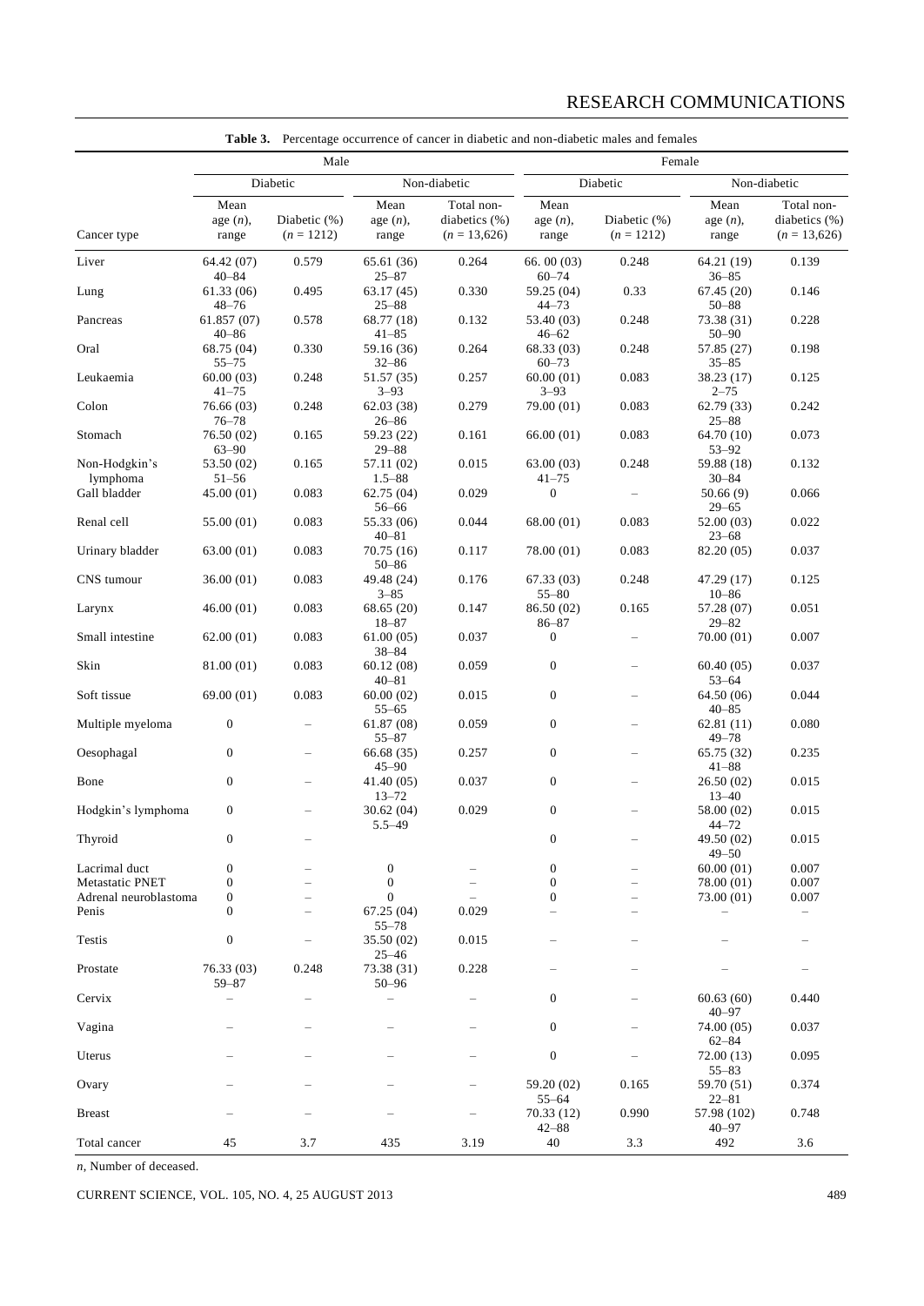**Table 3.** Percentage occurrence of cancer in diabetic and non-diabetic males and females

| | Male | | | | Female | | | |
|---|---|---|---|---|---|---|---|---|
| | Diabetic | | Non-diabetic | | Diabetic | | Non-diabetic | |
| Cancer type | Mean age (*n*), range | Diabetic (%) (*n* = 1212) | Mean age (*n*), range | Total non-diabetics (%) (*n* = 13,626) | Mean age (*n*), range | Diabetic (%) (*n* = 1212) | Mean age (*n*), range | Total non-diabetics (%) (*n* = 13,626) |
| Liver | 64.42 (07) 40–84 | 0.579 | 65.61 (36) 25–87 | 0.264 | 66. 00 (03) 60–74 | 0.248 | 64.21 (19) 36–85 | 0.139 |
| Lung | 61.33 (06) 48–76 | 0.495 | 63.17 (45) 25–88 | 0.330 | 59.25 (04) 44–73 | 0.33 | 67.45 (20) 50–88 | 0.146 |
| Pancreas | 61.857 (07) 40–86 | 0.578 | 68.77 (18) 41–85 | 0.132 | 53.40 (03) 46–62 | 0.248 | 73.38 (31) 50–90 | 0.228 |
| Oral | 68.75 (04) 55–75 | 0.330 | 59.16 (36) 32–86 | 0.264 | 68.33 (03) 60–73 | 0.248 | 57.85 (27) 35–85 | 0.198 |
| Leukaemia | 60.00 (03) 41–75 | 0.248 | 51.57 (35) 3–93 | 0.257 | 60.00 (01) 3–93 | 0.083 | 38.23 (17) 2–75 | 0.125 |
| Colon | 76.66 (03) 76–78 | 0.248 | 62.03 (38) 26–86 | 0.279 | 79.00 (01) | 0.083 | 62.79 (33) 25–88 | 0.242 |
| Stomach | 76.50 (02) 63–90 | 0.165 | 59.23 (22) 29–88 | 0.161 | 66.00 (01) | 0.083 | 64.70 (10) 53–92 | 0.073 |
| Non-Hodgkin's lymphoma | 53.50 (02) 51–56 | 0.165 | 57.11 (02) 1.5–88 | 0.015 | 63.00 (03) 41–75 | 0.248 | 59.88 (18) 30–84 | 0.132 |
| Gall bladder | 45.00 (01) | 0.083 | 62.75 (04) 56–66 | 0.029 | 0 | – | 50.66 (9) 29–65 | 0.066 |
| Renal cell | 55.00 (01) | 0.083 | 55.33 (06) 40–81 | 0.044 | 68.00 (01) | 0.083 | 52.00 (03) 23–68 | 0.022 |
| Urinary bladder | 63.00 (01) | 0.083 | 70.75 (16) 50–86 | 0.117 | 78.00 (01) | 0.083 | 82.20 (05) | 0.037 |
| CNS tumour | 36.00 (01) | 0.083 | 49.48 (24) 3–85 | 0.176 | 67.33 (03) 55–80 | 0.248 | 47.29 (17) 10–86 | 0.125 |
| Larynx | 46.00 (01) | 0.083 | 68.65 (20) 18–87 | 0.147 | 86.50 (02) 86–87 | 0.165 | 57.28 (07) 29–82 | 0.051 |
| Small intestine | 62.00 (01) | 0.083 | 61.00 (05) 38–84 | 0.037 | 0 | – | 70.00 (01) | 0.007 |
| Skin | 81.00 (01) | 0.083 | 60.12 (08) 40–81 | 0.059 | 0 | – | 60.40 (05) 53–64 | 0.037 |
| Soft tissue | 69.00 (01) | 0.083 | 60.00 (02) 55–65 | 0.015 | 0 | – | 64.50 (06) 40–85 | 0.044 |
| Multiple myeloma | 0 | – | 61.87 (08) 55–87 | 0.059 | 0 | – | 62.81 (11) 49–78 | 0.080 |
| Oesophagal | 0 | – | 66.68 (35) 45–90 | 0.257 | 0 | – | 65.75 (32) 41–88 | 0.235 |
| Bone | 0 | – | 41.40 (05) 13–72 | 0.037 | 0 | – | 26.50 (02) 13–40 | 0.015 |
| Hodgkin's lymphoma | 0 | – | 30.62 (04) 5.5–49 | 0.029 | 0 | – | 58.00 (02) 44–72 | 0.015 |
| Thyroid | 0 | – | | | 0 | – | 49.50 (02) 49–50 | 0.015 |
| Lacrimal duct | 0 | – | 0 | – | 0 | – | 60.00 (01) | 0.007 |
| Metastatic PNET | 0 | – | 0 | – | 0 | – | 78.00 (01) | 0.007 |
| Adrenal neuroblastoma | 0 | – | 0 | – | 0 | – | 73.00 (01) | 0.007 |
| Penis | 0 | – | 67.25 (04) 55–78 | 0.029 | – | – | – | – |
| Testis | 0 | – | 35.50 (02) 25–46 | 0.015 | – | – | – | – |
| Prostate | 76.33 (03) 59–87 | 0.248 | 73.38 (31) 50–96 | 0.228 | – | – | – | – |
| Cervix | – | – | – | – | 0 | – | 60.63 (60) 40–97 | 0.440 |
| Vagina | – | – | – | – | 0 | – | 74.00 (05) 62–84 | 0.037 |
| Uterus | – | – | – | – | 0 | – | 72.00 (13) 55–83 | 0.095 |
| Ovary | – | – | – | – | 59.20 (02) 55–64 | 0.165 | 59.70 (51) 22–81 | 0.374 |
| Breast | – | – | – | – | 70.33 (12) 42–88 | 0.990 | 57.98 (102) 40–97 | 0.748 |
| Total cancer | 45 | 3.7 | 435 | 3.19 | 40 | 3.3 | 492 | 3.6 |

*n*, Number of deceased.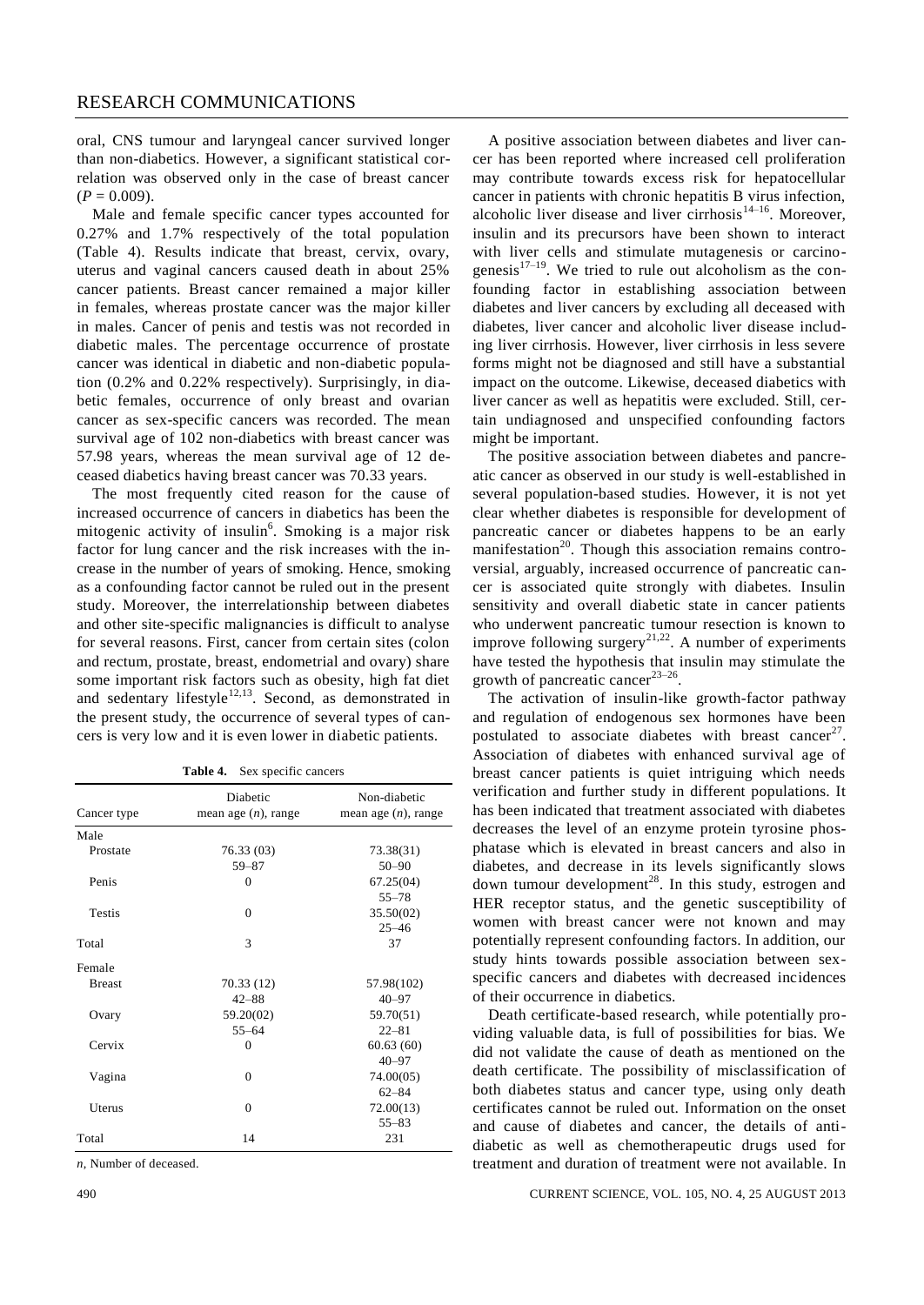oral, CNS tumour and laryngeal cancer survived longer than non-diabetics. However, a significant statistical correlation was observed only in the case of breast cancer ($P = 0.009$).

Male and female specific cancer types accounted for 0.27% and 1.7% respectively of the total population (Table 4). Results indicate that breast, cervix, ovary, uterus and vaginal cancers caused death in about 25% cancer patients. Breast cancer remained a major killer in females, whereas prostate cancer was the major killer in males. Cancer of penis and testis was not recorded in diabetic males. The percentage occurrence of prostate cancer was identical in diabetic and non-diabetic population (0.2% and 0.22% respectively). Surprisingly, in diabetic females, occurrence of only breast and ovarian cancer as sex-specific cancers was recorded. The mean survival age of 102 non-diabetics with breast cancer was 57.98 years, whereas the mean survival age of 12 deceased diabetics having breast cancer was 70.33 years.

The most frequently cited reason for the cause of increased occurrence of cancers in diabetics has been the mitogenic activity of insulin[6]. Smoking is a major risk factor for lung cancer and the risk increases with the increase in the number of years of smoking. Hence, smoking as a confounding factor cannot be ruled out in the present study. Moreover, the interrelationship between diabetes and other site-specific malignancies is difficult to analyse for several reasons. First, cancer from certain sites (colon and rectum, prostate, breast, endometrial and ovary) share some important risk factors such as obesity, high fat diet and sedentary lifestyle[12,13]. Second, as demonstrated in the present study, the occurrence of several types of cancers is very low and it is even lower in diabetic patients.

**Table 4.** Sex specific cancers

| Cancer type | Diabetic mean age ($n$), range | Non-diabetic mean age ($n$), range |
|---|---|---|
| Male | | |
| Prostate | 76.33 (03) 59–87 | 73.38(31) 50–90 |
| Penis | 0 | 67.25(04) 55–78 |
| Testis | 0 | 35.50(02) 25–46 |
| Total | 3 | 37 |
| Female | | |
| Breast | 70.33 (12) 42–88 | 57.98(102) 40–97 |
| Ovary | 59.20(02) 55–64 | 59.70(51) 22–81 |
| Cervix | 0 | 60.63 (60) 40–97 |
| Vagina | 0 | 74.00(05) 62–84 |
| Uterus | 0 | 72.00(13) 55–83 |
| Total | 14 | 231 |

$n$, Number of deceased.

A positive association between diabetes and liver cancer has been reported where increased cell proliferation may contribute towards excess risk for hepatocellular cancer in patients with chronic hepatitis B virus infection, alcoholic liver disease and liver cirrhosis[14–16]. Moreover, insulin and its precursors have been shown to interact with liver cells and stimulate mutagenesis or carcinogenesis[17–19]. We tried to rule out alcoholism as the confounding factor in establishing association between diabetes and liver cancers by excluding all deceased with diabetes, liver cancer and alcoholic liver disease including liver cirrhosis. However, liver cirrhosis in less severe forms might not be diagnosed and still have a substantial impact on the outcome. Likewise, deceased diabetics with liver cancer as well as hepatitis were excluded. Still, certain undiagnosed and unspecified confounding factors might be important.

The positive association between diabetes and pancreatic cancer as observed in our study is well-established in several population-based studies. However, it is not yet clear whether diabetes is responsible for development of pancreatic cancer or diabetes happens to be an early manifestation[20]. Though this association remains controversial, arguably, increased occurrence of pancreatic cancer is associated quite strongly with diabetes. Insulin sensitivity and overall diabetic state in cancer patients who underwent pancreatic tumour resection is known to improve following surgery[21,22]. A number of experiments have tested the hypothesis that insulin may stimulate the growth of pancreatic cancer[23–26].

The activation of insulin-like growth-factor pathway and regulation of endogenous sex hormones have been postulated to associate diabetes with breast cancer[27]. Association of diabetes with enhanced survival age of breast cancer patients is quiet intriguing which needs verification and further study in different populations. It has been indicated that treatment associated with diabetes decreases the level of an enzyme protein tyrosine phosphatase which is elevated in breast cancers and also in diabetes, and decrease in its levels significantly slows down tumour development[28]. In this study, estrogen and HER receptor status, and the genetic susceptibility of women with breast cancer were not known and may potentially represent confounding factors. In addition, our study hints towards possible association between sex-specific cancers and diabetes with decreased incidences of their occurrence in diabetics.

Death certificate-based research, while potentially providing valuable data, is full of possibilities for bias. We did not validate the cause of death as mentioned on the death certificate. The possibility of misclassification of both diabetes status and cancer type, using only death certificates cannot be ruled out. Information on the onset and cause of diabetes and cancer, the details of anti-diabetic as well as chemotherapeutic drugs used for treatment and duration of treatment were not available. In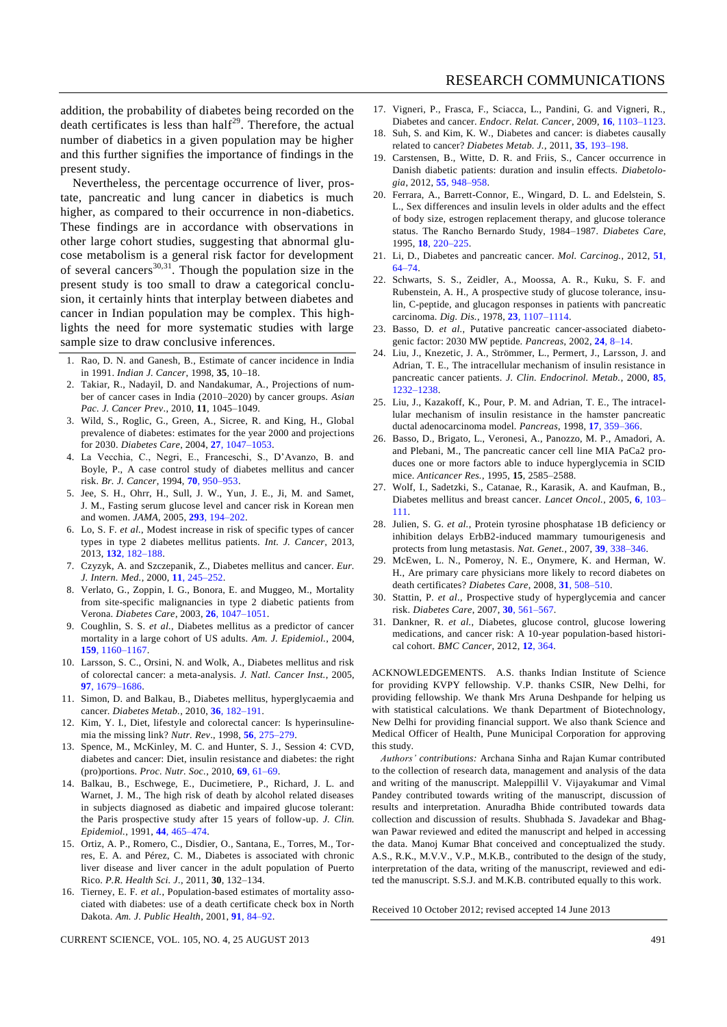addition, the probability of diabetes being recorded on the death certificates is less than half[29]. Therefore, the actual number of diabetics in a given population may be higher and this further signifies the importance of findings in the present study.

Nevertheless, the percentage occurrence of liver, prostate, pancreatic and lung cancer in diabetics is much higher, as compared to their occurrence in non-diabetics. These findings are in accordance with observations in other large cohort studies, suggesting that abnormal glucose metabolism is a general risk factor for development of several cancers[30,31]. Though the population size in the present study is too small to draw a categorical conclusion, it certainly hints that interplay between diabetes and cancer in Indian population may be complex. This highlights the need for more systematic studies with large sample size to draw conclusive inferences.

1. Rao, D. N. and Ganesh, B., Estimate of cancer incidence in India in 1991. *Indian J. Cancer*, 1998, **35**, 10–18.
2. Takiar, R., Nadayil, D. and Nandakumar, A., Projections of number of cancer cases in India (2010–2020) by cancer groups. *Asian Pac. J. Cancer Prev*., 2010, **11**, 1045–1049.
3. Wild, S., Roglic, G., Green, A., Sicree, R. and King, H., Global prevalence of diabetes: estimates for the year 2000 and projections for 2030. *Diabetes Care*, 2004, **27**, 1047–1053.
4. La Vecchia, C., Negri, E., Franceschi, S., D'Avanzo, B. and Boyle, P., A case control study of diabetes mellitus and cancer risk. *Br. J. Cancer*, 1994, **70**, 950–953.
5. Jee, S. H., Ohrr, H., Sull, J. W., Yun, J. E., Ji, M. and Samet, J. M., Fasting serum glucose level and cancer risk in Korean men and women. *JAMA*, 2005, **293**, 194–202.
6. Lo, S. F. *et al.*, Modest increase in risk of specific types of cancer types in type 2 diabetes mellitus patients. *Int. J. Cancer*, 2013, **132**, 182–188.
7. Czyzyk, A. and Szczepanik, Z., Diabetes mellitus and cancer. *Eur. J. Intern. Med.*, 2000, **11**, 245–252.
8. Verlato, G., Zoppin, I. G., Bonora, E. and Muggeo, M., Mortality from site-specific malignancies in type 2 diabetic patients from Verona. *Diabetes Care*, 2003, **26**, 1047–1051.
9. Coughlin, S. S. *et al.*, Diabetes mellitus as a predictor of cancer mortality in a large cohort of US adults. *Am. J. Epidemiol.*, 2004, **159**, 1160–1167.
10. Larsson, S. C., Orsini, N. and Wolk, A., Diabetes mellitus and risk of colorectal cancer: a meta-analysis. *J. Natl. Cancer Inst.*, 2005, **97**, 1679–1686.
11. Simon, D. and Balkau, B., Diabetes mellitus, hyperglycaemia and cancer. *Diabetes Metab.*, 2010, **36**, 182–191.
12. Kim, Y. I., Diet, lifestyle and colorectal cancer: Is hyperinsulinemia the missing link? *Nutr. Rev*., 1998, **56**, 275–279.
13. Spence, M., McKinley, M. C. and Hunter, S. J., Session 4: CVD, diabetes and cancer: Diet, insulin resistance and diabetes: the right (pro)portions. *Proc. Nutr. Soc.*, 2010, **69**, 61–69.
14. Balkau, B., Eschwege, E., Ducimetiere, P., Richard, J. L. and Warnet, J. M., The high risk of death by alcohol related diseases in subjects diagnosed as diabetic and impaired glucose tolerant: the Paris prospective study after 15 years of follow-up. *J. Clin. Epidemiol.*, 1991, **44**, 465–474.
15. Ortiz, A. P., Romero, C., Disdier, O., Santana, E., Torres, M., Torres, E. A. and Pérez, C. M., Diabetes is associated with chronic liver disease and liver cancer in the adult population of Puerto Rico. *P.R. Health Sci. J.*, 2011, **30**, 132–134.
16. Tierney, E. F. *et al.*, Population-based estimates of mortality associated with diabetes: use of a death certificate check box in North Dakota. *Am. J. Public Health*, 2001, **91**, 84–92.
17. Vigneri, P., Frasca, F., Sciacca, L., Pandini, G. and Vigneri, R., Diabetes and cancer. *Endocr. Relat. Cancer*, 2009, **16**, 1103–1123.
18. Suh, S. and Kim, K. W., Diabetes and cancer: is diabetes causally related to cancer? *Diabetes Metab. J.*, 2011, **35**, 193–198.
19. Carstensen, B., Witte, D. R. and Friis, S., Cancer occurrence in Danish diabetic patients: duration and insulin effects. *Diabetologia*, 2012, **55**, 948–958.
20. Ferrara, A., Barrett-Connor, E., Wingard, D. L. and Edelstein, S. L., Sex differences and insulin levels in older adults and the effect of body size, estrogen replacement therapy, and glucose tolerance status. The Rancho Bernardo Study, 1984–1987. *Diabetes Care*, 1995, **18**, 220–225.
21. Li, D., Diabetes and pancreatic cancer. *Mol. Carcinog.*, 2012, **51**, 64–74.
22. Schwarts, S. S., Zeidler, A., Moossa, A. R., Kuku, S. F. and Rubenstein, A. H., A prospective study of glucose tolerance, insulin, C-peptide, and glucagon responses in patients with pancreatic carcinoma. *Dig. Dis.*, 1978, **23**, 1107–1114.
23. Basso, D. *et al.*, Putative pancreatic cancer-associated diabetogenic factor: 2030 MW peptide. *Pancreas*, 2002, **24**, 8–14.
24. Liu, J., Knezetic, J. A., Strömmer, L., Permert, J., Larsson, J. and Adrian, T. E., The intracellular mechanism of insulin resistance in pancreatic cancer patients. *J. Clin. Endocrinol. Metab.*, 2000, **85**, 1232–1238.
25. Liu, J., Kazakoff, K., Pour, P. M. and Adrian, T. E., The intracellular mechanism of insulin resistance in the hamster pancreatic ductal adenocarcinoma model. *Pancreas*, 1998, **17**, 359–366.
26. Basso, D., Brigato, L., Veronesi, A., Panozzo, M. P., Amadori, A. and Plebani, M., The pancreatic cancer cell line MIA PaCa2 produces one or more factors able to induce hyperglycemia in SCID mice. *Anticancer Res.*, 1995, **15**, 2585–2588.
27. Wolf, I., Sadetzki, S., Catanae, R., Karasik, A. and Kaufman, B., Diabetes mellitus and breast cancer. *Lancet Oncol.*, 2005, **6**, 103–111.
28. Julien, S. G. *et al.*, Protein tyrosine phosphatase 1B deficiency or inhibition delays ErbB2-induced mammary tumourigenesis and protects from lung metastasis. *Nat. Genet.*, 2007, **39**, 338–346.
29. McEwen, L. N., Pomeroy, N. E., Onymere, K. and Herman, W. H., Are primary care physicians more likely to record diabetes on death certificates? *Diabetes Care*, 2008, **31**, 508–510.
30. Stattin, P. *et al.*, Prospective study of hyperglycemia and cancer risk. *Diabetes Care*, 2007, **30**, 561–567.
31. Dankner, R. *et al.*, Diabetes, glucose control, glucose lowering medications, and cancer risk: A 10-year population-based historical cohort. *BMC Cancer*, 2012, **12**, 364.

ACKNOWLEDGEMENTS. A.S. thanks Indian Institute of Science for providing KVPY fellowship. V.P. thanks CSIR, New Delhi, for providing fellowship. We thank Mrs Aruna Deshpande for helping us with statistical calculations. We thank Department of Biotechnology, New Delhi for providing financial support. We also thank Science and Medical Officer of Health, Pune Municipal Corporation for approving this study.

*Authors' contributions:* Archana Sinha and Rajan Kumar contributed to the collection of research data, management and analysis of the data and writing of the manuscript. Maleppillil V. Vijayakumar and Vimal Pandey contributed towards writing of the manuscript, discussion of results and interpretation. Anuradha Bhide contributed towards data collection and discussion of results. Shubhada S. Javadekar and Bhagwan Pawar reviewed and edited the manuscript and helped in accessing the data. Manoj Kumar Bhat conceived and conceptualized the study. A.S., R.K., M.V.V., V.P., M.K.B., contributed to the design of the study, interpretation of the data, writing of the manuscript, reviewed and edited the manuscript. S.S.J. and M.K.B. contributed equally to this work.

Received 10 October 2012; revised accepted 14 June 2013